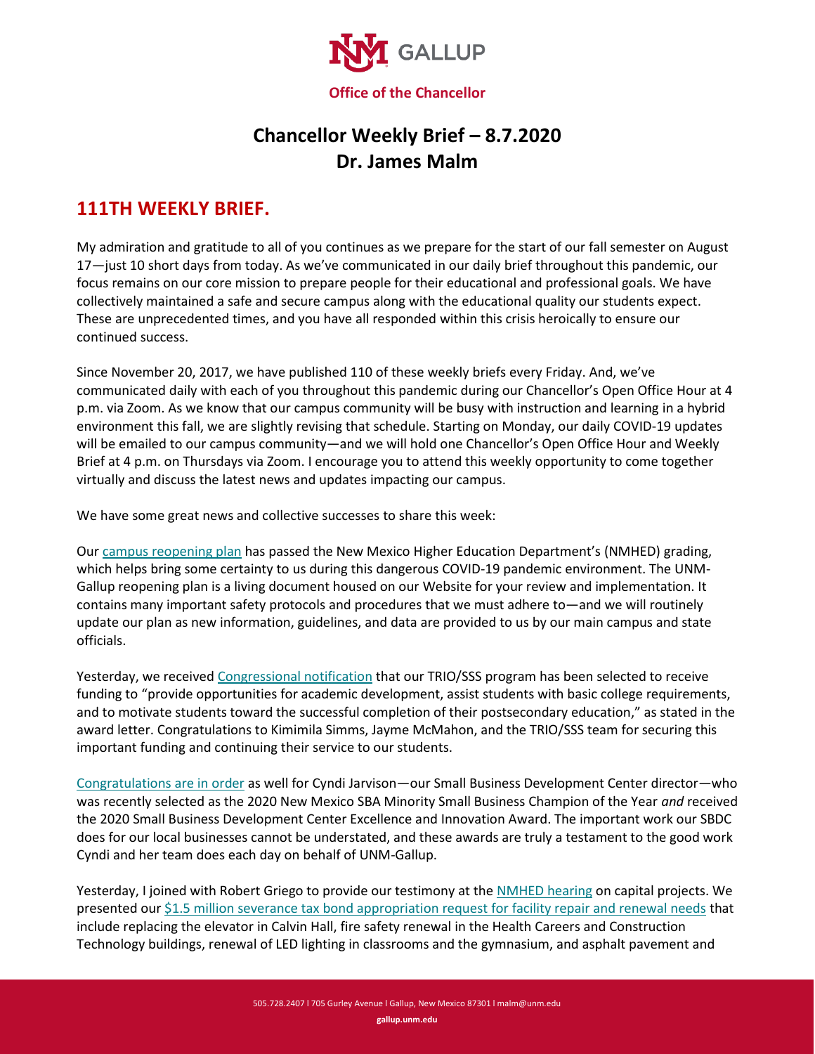**NM GALLUP**

**Office of the Chancellor**

# Chancellor Weekly Brief – 8.7.2020
# Dr. James Malm

## 111TH WEEKLY BRIEF.

My admiration and gratitude to all of you continues as we prepare for the start of our fall semester on August 17—just 10 short days from today. As we've communicated in our daily brief throughout this pandemic, our focus remains on our core mission to prepare people for their educational and professional goals. We have collectively maintained a safe and secure campus along with the educational quality our students expect. These are unprecedented times, and you have all responded within this crisis heroically to ensure our continued success.

Since November 20, 2017, we have published 110 of these weekly briefs every Friday. And, we've communicated daily with each of you throughout this pandemic during our Chancellor's Open Office Hour at 4 p.m. via Zoom. As we know that our campus community will be busy with instruction and learning in a hybrid environment this fall, we are slightly revising that schedule. Starting on Monday, our daily COVID-19 updates will be emailed to our campus community—and we will hold one Chancellor's Open Office Hour and Weekly Brief at 4 p.m. on Thursdays via Zoom. I encourage you to attend this weekly opportunity to come together virtually and discuss the latest news and updates impacting our campus.

We have some great news and collective successes to share this week:

Our campus reopening plan has passed the New Mexico Higher Education Department's (NMHED) grading, which helps bring some certainty to us during this dangerous COVID-19 pandemic environment. The UNM-Gallup reopening plan is a living document housed on our Website for your review and implementation. It contains many important safety protocols and procedures that we must adhere to—and we will routinely update our plan as new information, guidelines, and data are provided to us by our main campus and state officials.

Yesterday, we received Congressional notification that our TRIO/SSS program has been selected to receive funding to "provide opportunities for academic development, assist students with basic college requirements, and to motivate students toward the successful completion of their postsecondary education," as stated in the award letter. Congratulations to Kimimila Simms, Jayme McMahon, and the TRIO/SSS team for securing this important funding and continuing their service to our students.

Congratulations are in order as well for Cyndi Jarvison—our Small Business Development Center director—who was recently selected as the 2020 New Mexico SBA Minority Small Business Champion of the Year *and* received the 2020 Small Business Development Center Excellence and Innovation Award. The important work our SBDC does for our local businesses cannot be understated, and these awards are truly a testament to the good work Cyndi and her team does each day on behalf of UNM-Gallup.

Yesterday, I joined with Robert Griego to provide our testimony at the NMHED hearing on capital projects. We presented our $1.5 million severance tax bond appropriation request for facility repair and renewal needs that include replacing the elevator in Calvin Hall, fire safety renewal in the Health Careers and Construction Technology buildings, renewal of LED lighting in classrooms and the gymnasium, and asphalt pavement and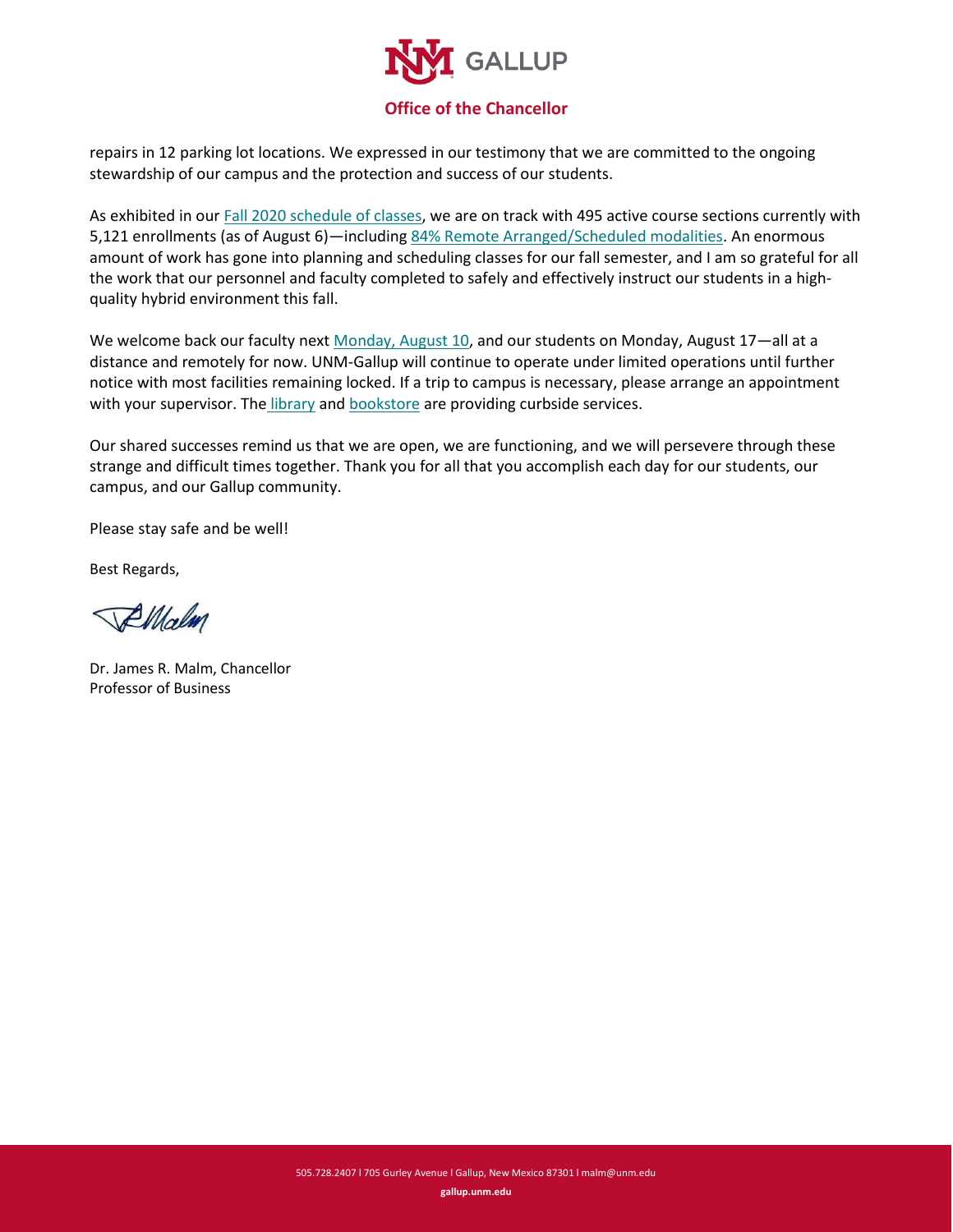repairs in 12 parking lot locations. We expressed in our testimony that we are committed to the ongoing stewardship of our campus and the protection and success of our students.

As exhibited in our Fall 2020 schedule of classes, we are on track with 495 active course sections currently with 5,121 enrollments (as of August 6)—including 84% Remote Arranged/Scheduled modalities. An enormous amount of work has gone into planning and scheduling classes for our fall semester, and I am so grateful for all the work that our personnel and faculty completed to safely and effectively instruct our students in a high-quality hybrid environment this fall.

We welcome back our faculty next Monday, August 10, and our students on Monday, August 17—all at a distance and remotely for now. UNM-Gallup will continue to operate under limited operations until further notice with most facilities remaining locked. If a trip to campus is necessary, please arrange an appointment with your supervisor. The library and bookstore are providing curbside services.

Our shared successes remind us that we are open, we are functioning, and we will persevere through these strange and difficult times together. Thank you for all that you accomplish each day for our students, our campus, and our Gallup community.

Please stay safe and be well!

Best Regards,

Dr. James R. Malm, Chancellor
Professor of Business